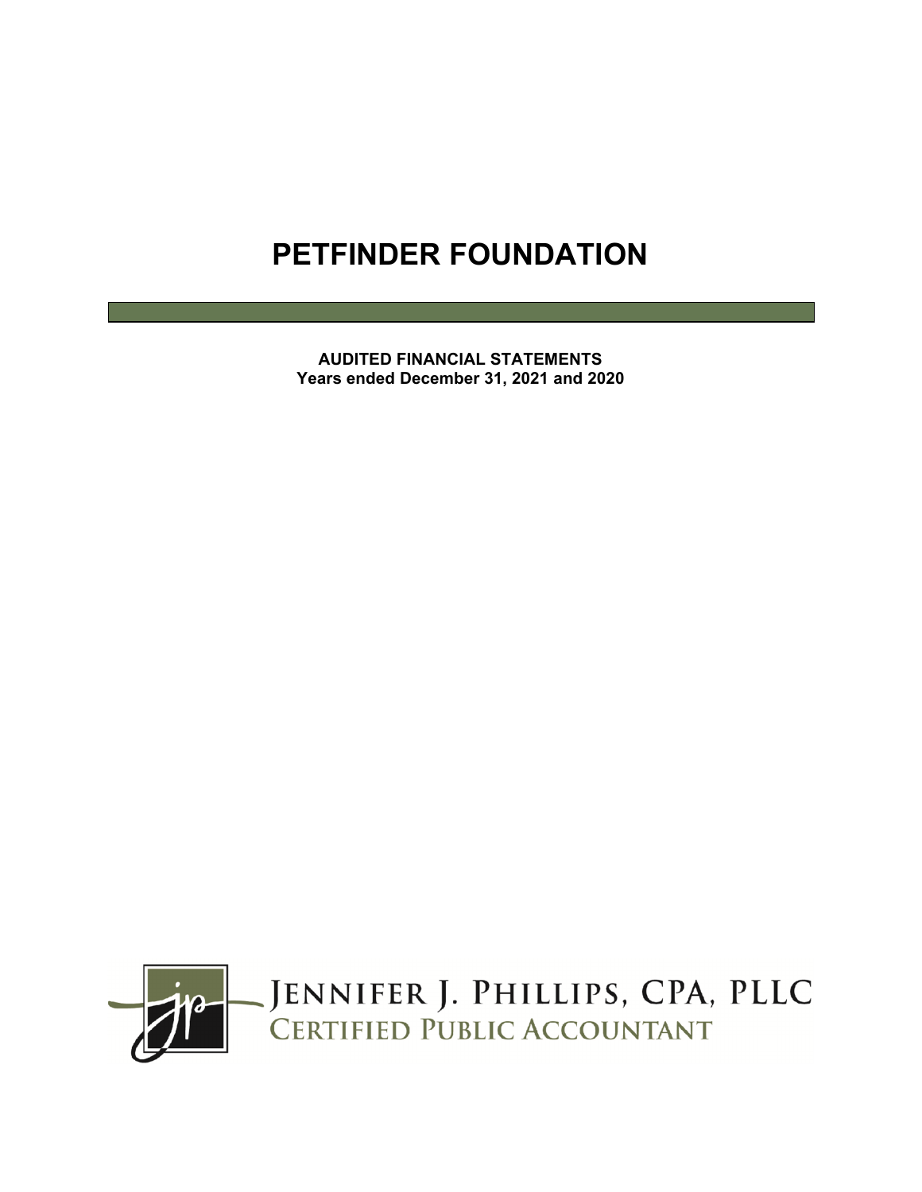# PETFINDER FOUNDATION

**AUDITED FINANCIAL STATEMENTS**
**Years ended December 31, 2021 and 2020**

JENNIFER J. PHILLIPS, CPA, PLLC
CERTIFIED PUBLIC ACCOUNTANT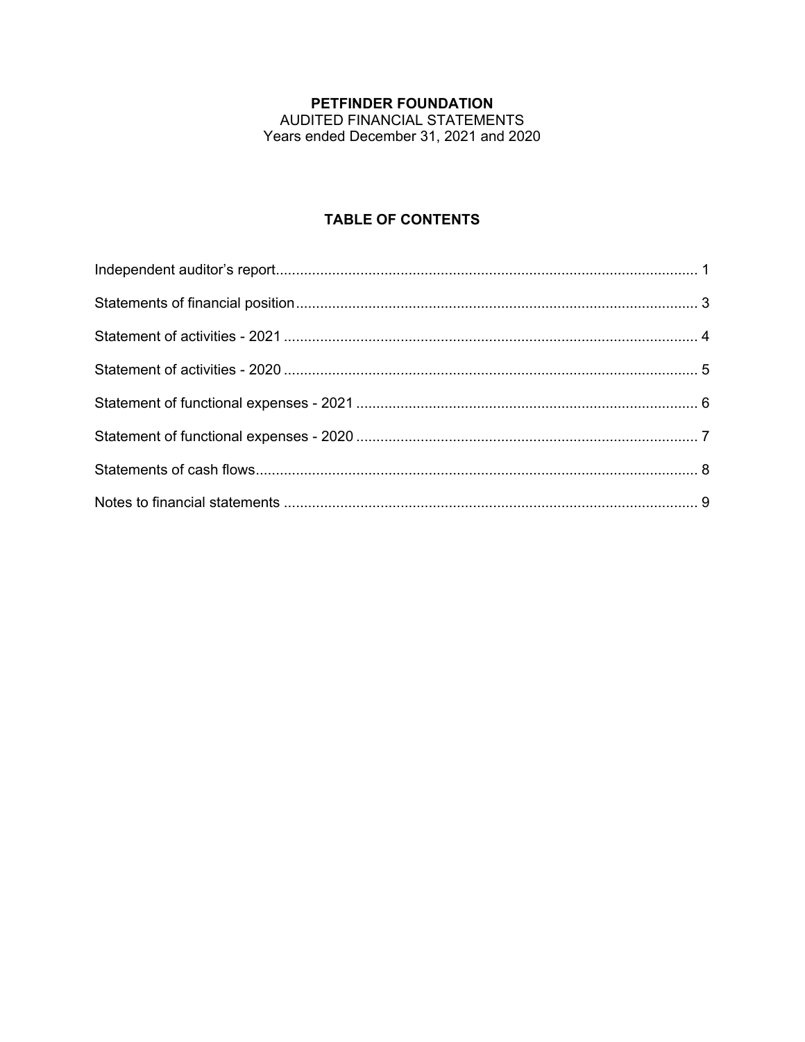**PETFINDER FOUNDATION**
AUDITED FINANCIAL STATEMENTS
Years ended December 31, 2021 and 2020

## TABLE OF CONTENTS

Independent auditor's report........................................................................................................ 1

Statements of financial position................................................................................................... 3

Statement of activities - 2021 ...................................................................................................... 4

Statement of activities - 2020 ...................................................................................................... 5

Statement of functional expenses - 2021 .................................................................................... 6

Statement of functional expenses - 2020 .................................................................................... 7

Statements of cash flows............................................................................................................. 8

Notes to financial statements ...................................................................................................... 9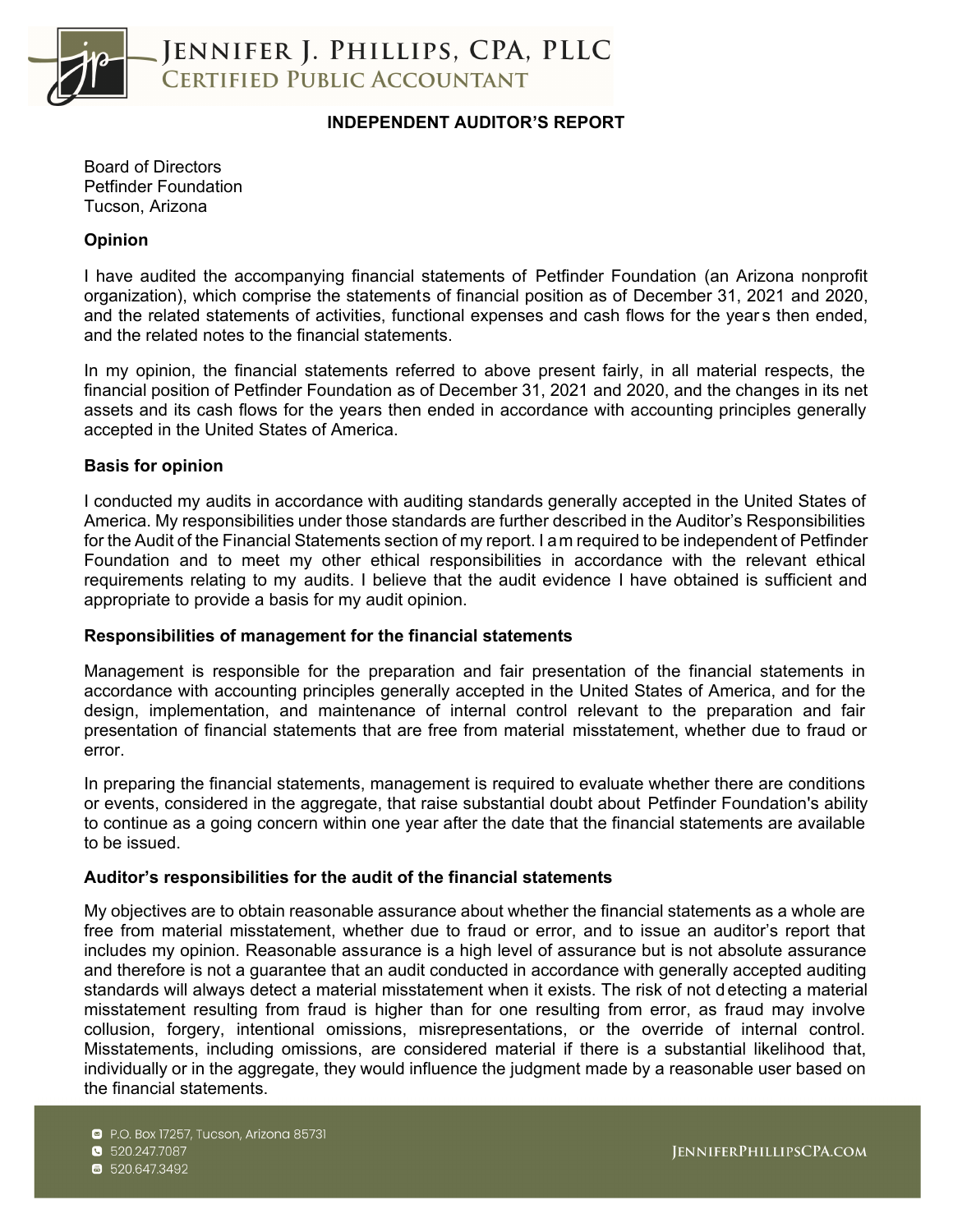# INDEPENDENT AUDITOR'S REPORT

Board of Directors
Petfinder Foundation
Tucson, Arizona

**Opinion**

I have audited the accompanying financial statements of Petfinder Foundation (an Arizona nonprofit organization), which comprise the statements of financial position as of December 31, 2021 and 2020, and the related statements of activities, functional expenses and cash flows for the years then ended, and the related notes to the financial statements.

In my opinion, the financial statements referred to above present fairly, in all material respects, the financial position of Petfinder Foundation as of December 31, 2021 and 2020, and the changes in its net assets and its cash flows for the years then ended in accordance with accounting principles generally accepted in the United States of America.

**Basis for opinion**

I conducted my audits in accordance with auditing standards generally accepted in the United States of America. My responsibilities under those standards are further described in the Auditor's Responsibilities for the Audit of the Financial Statements section of my report. I am required to be independent of Petfinder Foundation and to meet my other ethical responsibilities in accordance with the relevant ethical requirements relating to my audits. I believe that the audit evidence I have obtained is sufficient and appropriate to provide a basis for my audit opinion.

**Responsibilities of management for the financial statements**

Management is responsible for the preparation and fair presentation of the financial statements in accordance with accounting principles generally accepted in the United States of America, and for the design, implementation, and maintenance of internal control relevant to the preparation and fair presentation of financial statements that are free from material misstatement, whether due to fraud or error.

In preparing the financial statements, management is required to evaluate whether there are conditions or events, considered in the aggregate, that raise substantial doubt about Petfinder Foundation's ability to continue as a going concern within one year after the date that the financial statements are available to be issued.

**Auditor's responsibilities for the audit of the financial statements**

My objectives are to obtain reasonable assurance about whether the financial statements as a whole are free from material misstatement, whether due to fraud or error, and to issue an auditor's report that includes my opinion. Reasonable assurance is a high level of assurance but is not absolute assurance and therefore is not a guarantee that an audit conducted in accordance with generally accepted auditing standards will always detect a material misstatement when it exists. The risk of not detecting a material misstatement resulting from fraud is higher than for one resulting from error, as fraud may involve collusion, forgery, intentional omissions, misrepresentations, or the override of internal control. Misstatements, including omissions, are considered material if there is a substantial likelihood that, individually or in the aggregate, they would influence the judgment made by a reasonable user based on the financial statements.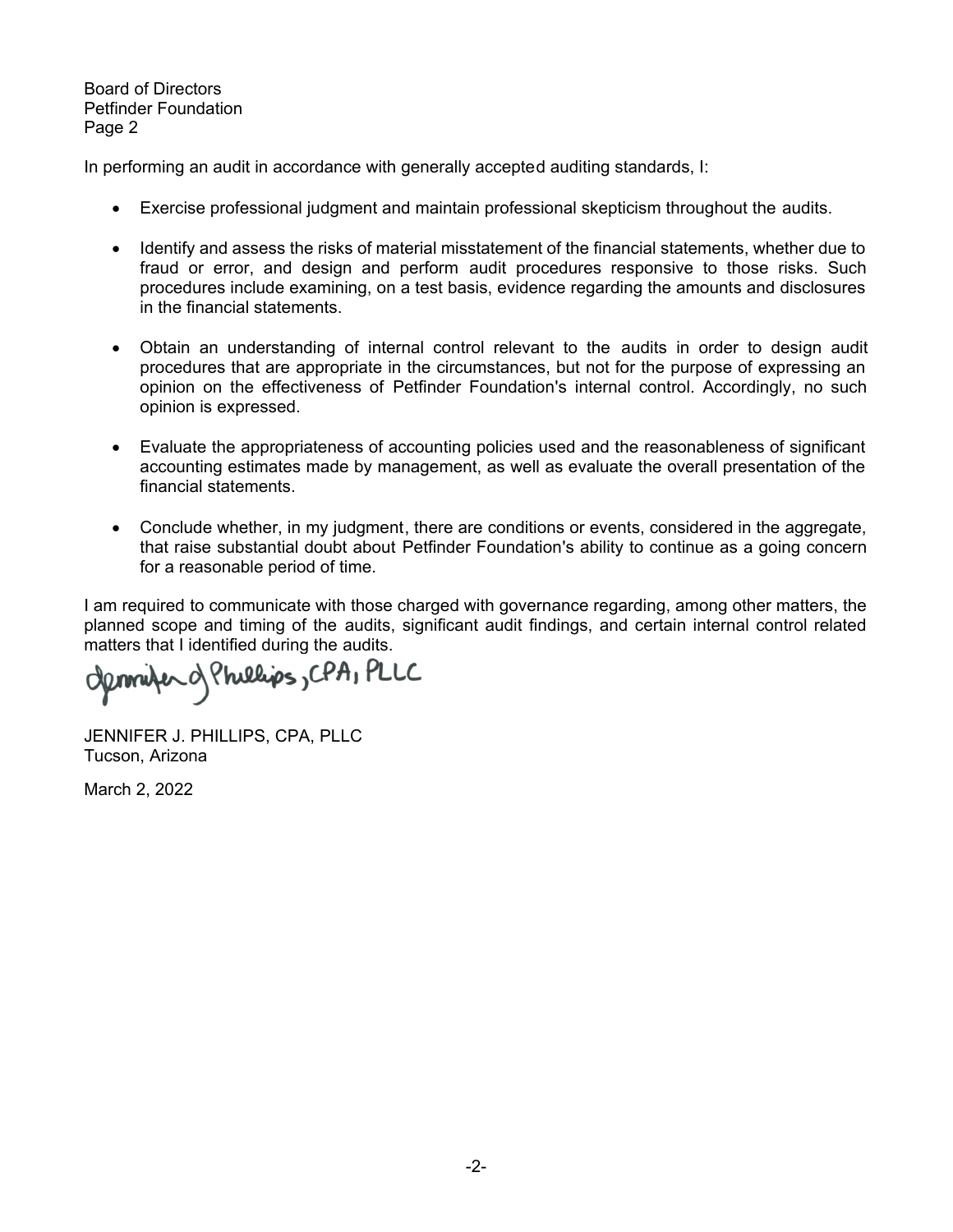Board of Directors
Petfinder Foundation
Page 2

In performing an audit in accordance with generally accepted auditing standards, I:

- Exercise professional judgment and maintain professional skepticism throughout the audits.
- Identify and assess the risks of material misstatement of the financial statements, whether due to fraud or error, and design and perform audit procedures responsive to those risks. Such procedures include examining, on a test basis, evidence regarding the amounts and disclosures in the financial statements.
- Obtain an understanding of internal control relevant to the audits in order to design audit procedures that are appropriate in the circumstances, but not for the purpose of expressing an opinion on the effectiveness of Petfinder Foundation's internal control. Accordingly, no such opinion is expressed.
- Evaluate the appropriateness of accounting policies used and the reasonableness of significant accounting estimates made by management, as well as evaluate the overall presentation of the financial statements.
- Conclude whether, in my judgment, there are conditions or events, considered in the aggregate, that raise substantial doubt about Petfinder Foundation's ability to continue as a going concern for a reasonable period of time.

I am required to communicate with those charged with governance regarding, among other matters, the planned scope and timing of the audits, significant audit findings, and certain internal control related matters that I identified during the audits.

Jennifer J Phillips, CPA, PLLC

JENNIFER J. PHILLIPS, CPA, PLLC
Tucson, Arizona

March 2, 2022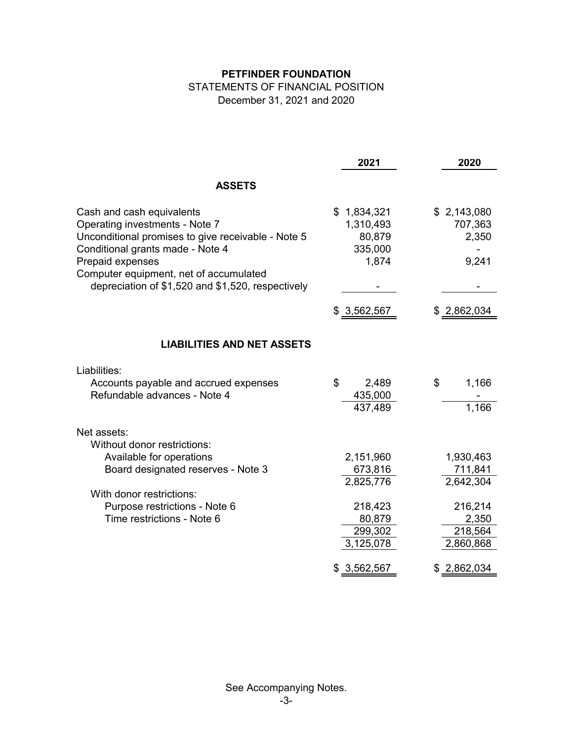**PETFINDER FOUNDATION**

STATEMENTS OF FINANCIAL POSITION

December 31, 2021 and 2020

| | 2021 | 2020 |
|---|---|---|
| **ASSETS** | | |
| Cash and cash equivalents | $ 1,834,321 | $ 2,143,080 |
| Operating investments - Note 7 | 1,310,493 | 707,363 |
| Unconditional promises to give receivable - Note 5 | 80,879 | 2,350 |
| Conditional grants made - Note 4 | 335,000 | - |
| Prepaid expenses | 1,874 | 9,241 |
| Computer equipment, net of accumulated depreciation of $1,520 and $1,520, respectively | - | - |
| | $ 3,562,567 | $ 2,862,034 |
| **LIABILITIES AND NET ASSETS** | | |
| Liabilities: | | |
| Accounts payable and accrued expenses | $ 2,489 | $ 1,166 |
| Refundable advances - Note 4 | 435,000 | - |
| | 437,489 | 1,166 |
| Net assets: | | |
| Without donor restrictions: | | |
| Available for operations | 2,151,960 | 1,930,463 |
| Board designated reserves - Note 3 | 673,816 | 711,841 |
| | 2,825,776 | 2,642,304 |
| With donor restrictions: | | |
| Purpose restrictions - Note 6 | 218,423 | 216,214 |
| Time restrictions - Note 6 | 80,879 | 2,350 |
| | 299,302 | 218,564 |
| | 3,125,078 | 2,860,868 |
| | $ 3,562,567 | $ 2,862,034 |

See Accompanying Notes.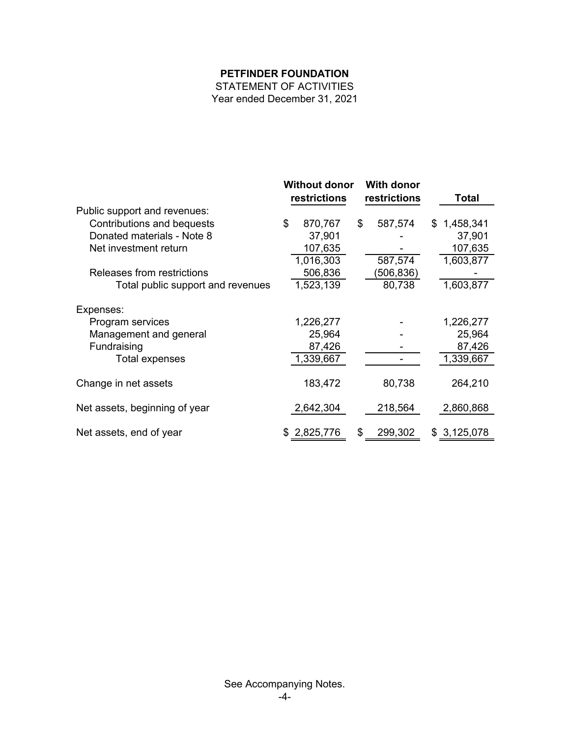**PETFINDER FOUNDATION**

STATEMENT OF ACTIVITIES

Year ended December 31, 2021

| | Without donor restrictions | With donor restrictions | Total |
|---|---|---|---|
| Public support and revenues: | | | |
| Contributions and bequests | $ 870,767 | $ 587,574 | $ 1,458,341 |
| Donated materials - Note 8 | 37,901 | - | 37,901 |
| Net investment return | 107,635 | - | 107,635 |
| | 1,016,303 | 587,574 | 1,603,877 |
| Releases from restrictions | 506,836 | (506,836) | - |
| Total public support and revenues | 1,523,139 | 80,738 | 1,603,877 |
| Expenses: | | | |
| Program services | 1,226,277 | - | 1,226,277 |
| Management and general | 25,964 | - | 25,964 |
| Fundraising | 87,426 | - | 87,426 |
| Total expenses | 1,339,667 | - | 1,339,667 |
| Change in net assets | 183,472 | 80,738 | 264,210 |
| Net assets, beginning of year | 2,642,304 | 218,564 | 2,860,868 |
| Net assets, end of year | $ 2,825,776 | $ 299,302 | $ 3,125,078 |

See Accompanying Notes.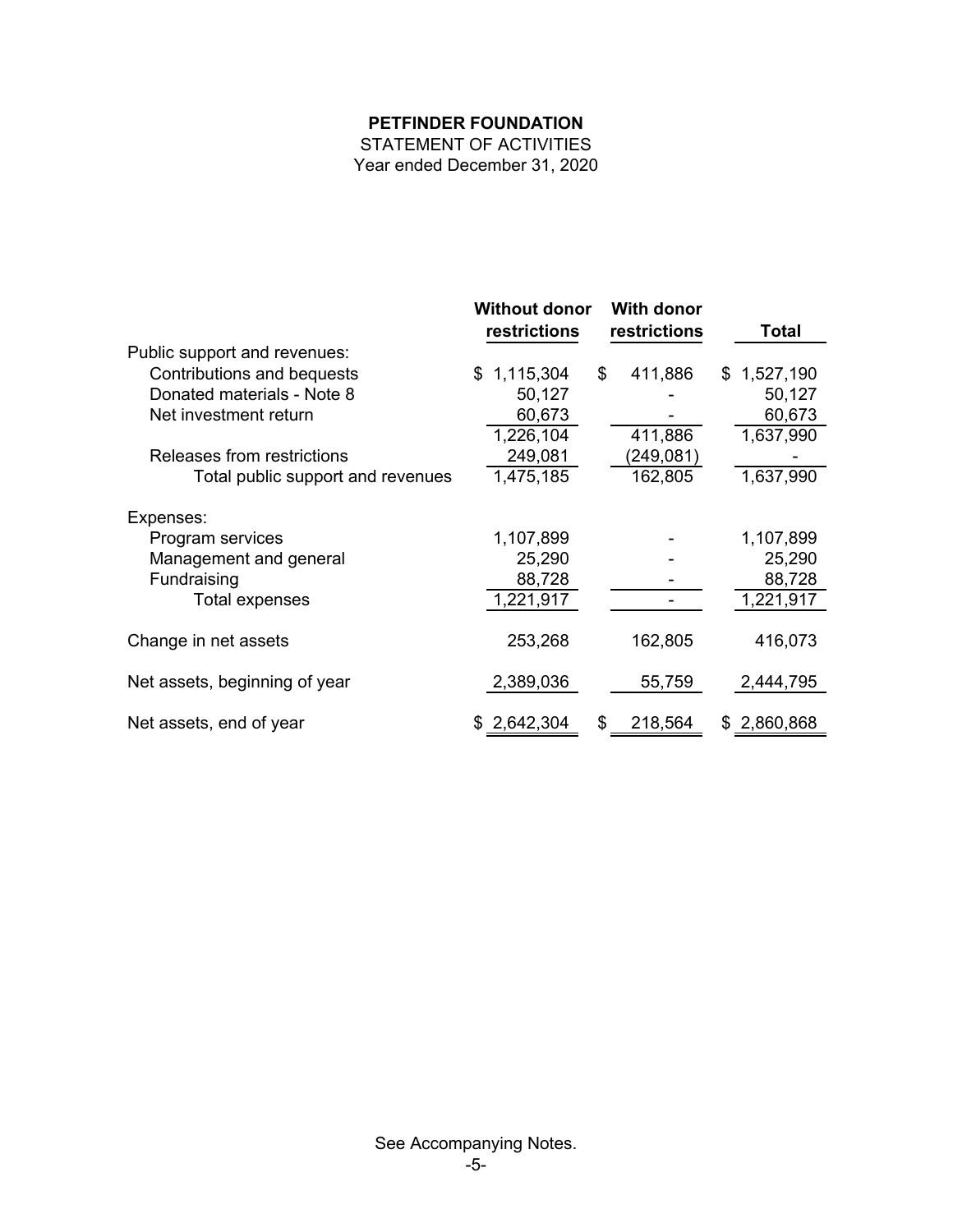**PETFINDER FOUNDATION**

STATEMENT OF ACTIVITIES

Year ended December 31, 2020

| | Without donor restrictions | With donor restrictions | Total |
|---|---|---|---|
| Public support and revenues: | | | |
| Contributions and bequests | $ 1,115,304 | $ 411,886 | $ 1,527,190 |
| Donated materials - Note 8 | 50,127 | - | 50,127 |
| Net investment return | 60,673 | - | 60,673 |
| | 1,226,104 | 411,886 | 1,637,990 |
| Releases from restrictions | 249,081 | (249,081) | - |
| Total public support and revenues | 1,475,185 | 162,805 | 1,637,990 |
| Expenses: | | | |
| Program services | 1,107,899 | - | 1,107,899 |
| Management and general | 25,290 | - | 25,290 |
| Fundraising | 88,728 | - | 88,728 |
| Total expenses | 1,221,917 | - | 1,221,917 |
| Change in net assets | 253,268 | 162,805 | 416,073 |
| Net assets, beginning of year | 2,389,036 | 55,759 | 2,444,795 |
| Net assets, end of year | $ 2,642,304 | $ 218,564 | $ 2,860,868 |

See Accompanying Notes.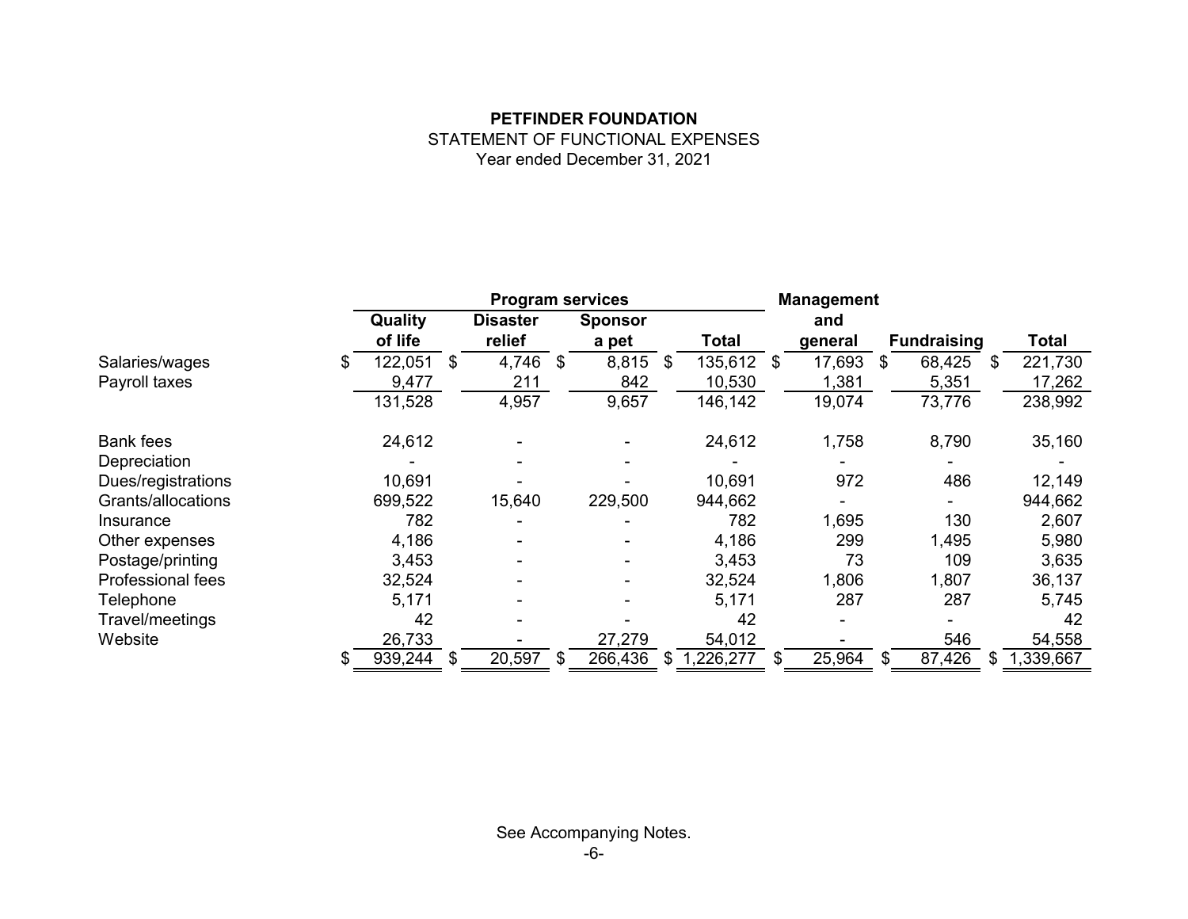**PETFINDER FOUNDATION**
STATEMENT OF FUNCTIONAL EXPENSES
Year ended December 31, 2021

| | Program services | | | | Management | | |
|---|---|---|---|---|---|---|---|
| | Quality of life | Disaster relief | Sponsor a pet | Total | and general | Fundraising | Total |
| Salaries/wages | $ 122,051 | $ 4,746 | $ 8,815 | $ 135,612 | $ 17,693 | $ 68,425 | $ 221,730 |
| Payroll taxes | 9,477 | 211 | 842 | 10,530 | 1,381 | 5,351 | 17,262 |
| | 131,528 | 4,957 | 9,657 | 146,142 | 19,074 | 73,776 | 238,992 |
| Bank fees | 24,612 | - | - | 24,612 | 1,758 | 8,790 | 35,160 |
| Depreciation | - | - | - | - | - | - | - |
| Dues/registrations | 10,691 | - | - | 10,691 | 972 | 486 | 12,149 |
| Grants/allocations | 699,522 | 15,640 | 229,500 | 944,662 | - | - | 944,662 |
| Insurance | 782 | - | - | 782 | 1,695 | 130 | 2,607 |
| Other expenses | 4,186 | - | - | 4,186 | 299 | 1,495 | 5,980 |
| Postage/printing | 3,453 | - | - | 3,453 | 73 | 109 | 3,635 |
| Professional fees | 32,524 | - | - | 32,524 | 1,806 | 1,807 | 36,137 |
| Telephone | 5,171 | - | - | 5,171 | 287 | 287 | 5,745 |
| Travel/meetings | 42 | - | - | 42 | - | - | 42 |
| Website | 26,733 | - | 27,279 | 54,012 | - | 546 | 54,558 |
| | $ 939,244 | $ 20,597 | $ 266,436 | $ 1,226,277 | $ 25,964 | $ 87,426 | $ 1,339,667 |

See Accompanying Notes.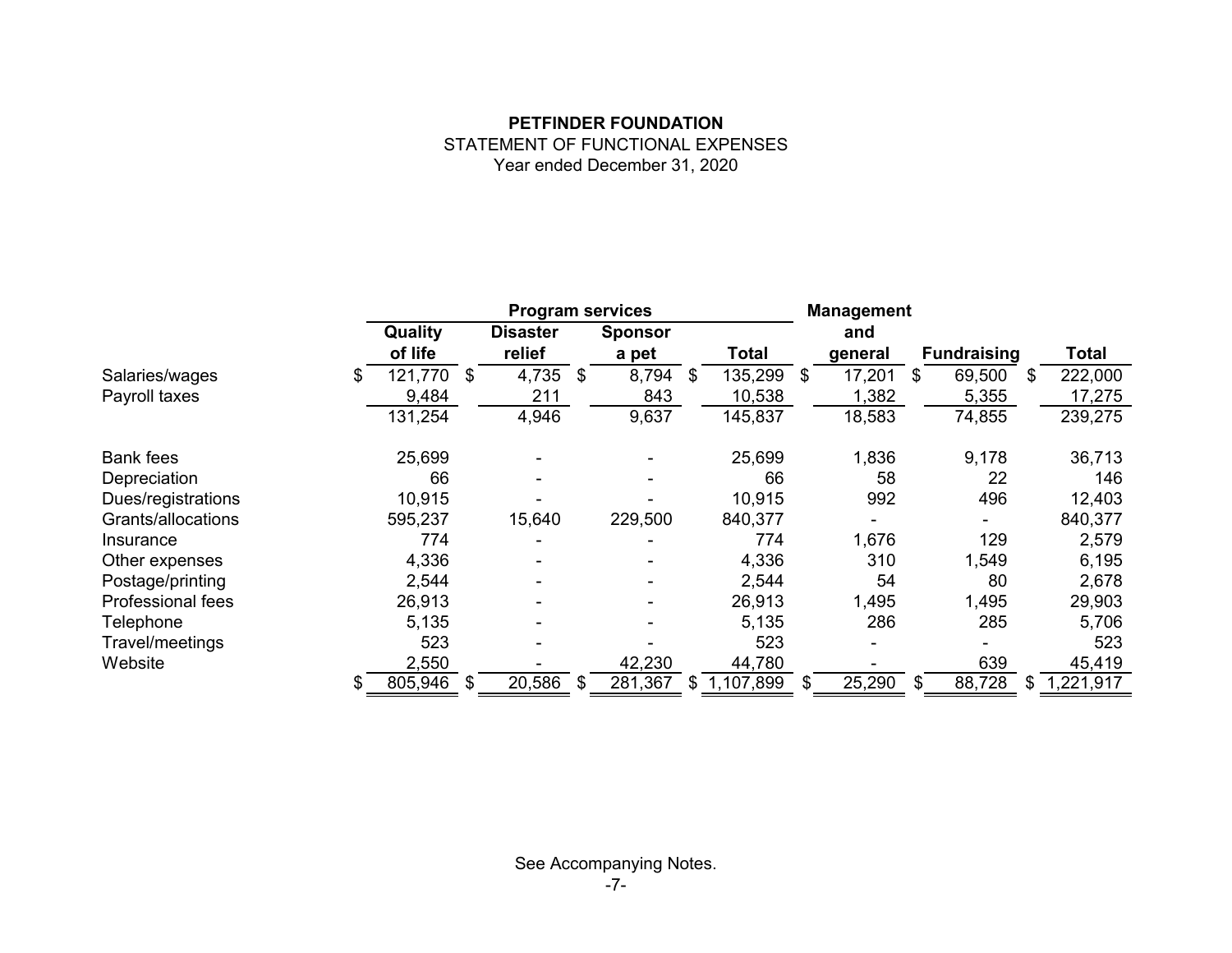**PETFINDER FOUNDATION**

STATEMENT OF FUNCTIONAL EXPENSES

Year ended December 31, 2020

| | Program services | | | | Management | | |
|---|---|---|---|---|---|---|---|
| | Quality of life | Disaster relief | Sponsor a pet | Total | and general | Fundraising | Total |
| Salaries/wages | $ 121,770 | $ 4,735 | $ 8,794 | $ 135,299 | $ 17,201 | $ 69,500 | $ 222,000 |
| Payroll taxes | 9,484 | 211 | 843 | 10,538 | 1,382 | 5,355 | 17,275 |
| | 131,254 | 4,946 | 9,637 | 145,837 | 18,583 | 74,855 | 239,275 |
| Bank fees | 25,699 | - | - | 25,699 | 1,836 | 9,178 | 36,713 |
| Depreciation | 66 | - | - | 66 | 58 | 22 | 146 |
| Dues/registrations | 10,915 | - | - | 10,915 | 992 | 496 | 12,403 |
| Grants/allocations | 595,237 | 15,640 | 229,500 | 840,377 | - | - | 840,377 |
| Insurance | 774 | - | - | 774 | 1,676 | 129 | 2,579 |
| Other expenses | 4,336 | - | - | 4,336 | 310 | 1,549 | 6,195 |
| Postage/printing | 2,544 | - | - | 2,544 | 54 | 80 | 2,678 |
| Professional fees | 26,913 | - | - | 26,913 | 1,495 | 1,495 | 29,903 |
| Telephone | 5,135 | - | - | 5,135 | 286 | 285 | 5,706 |
| Travel/meetings | 523 | - | - | 523 | - | - | 523 |
| Website | 2,550 | - | 42,230 | 44,780 | - | 639 | 45,419 |
| | $ 805,946 | $ 20,586 | $ 281,367 | $ 1,107,899 | $ 25,290 | $ 88,728 | $ 1,221,917 |

See Accompanying Notes.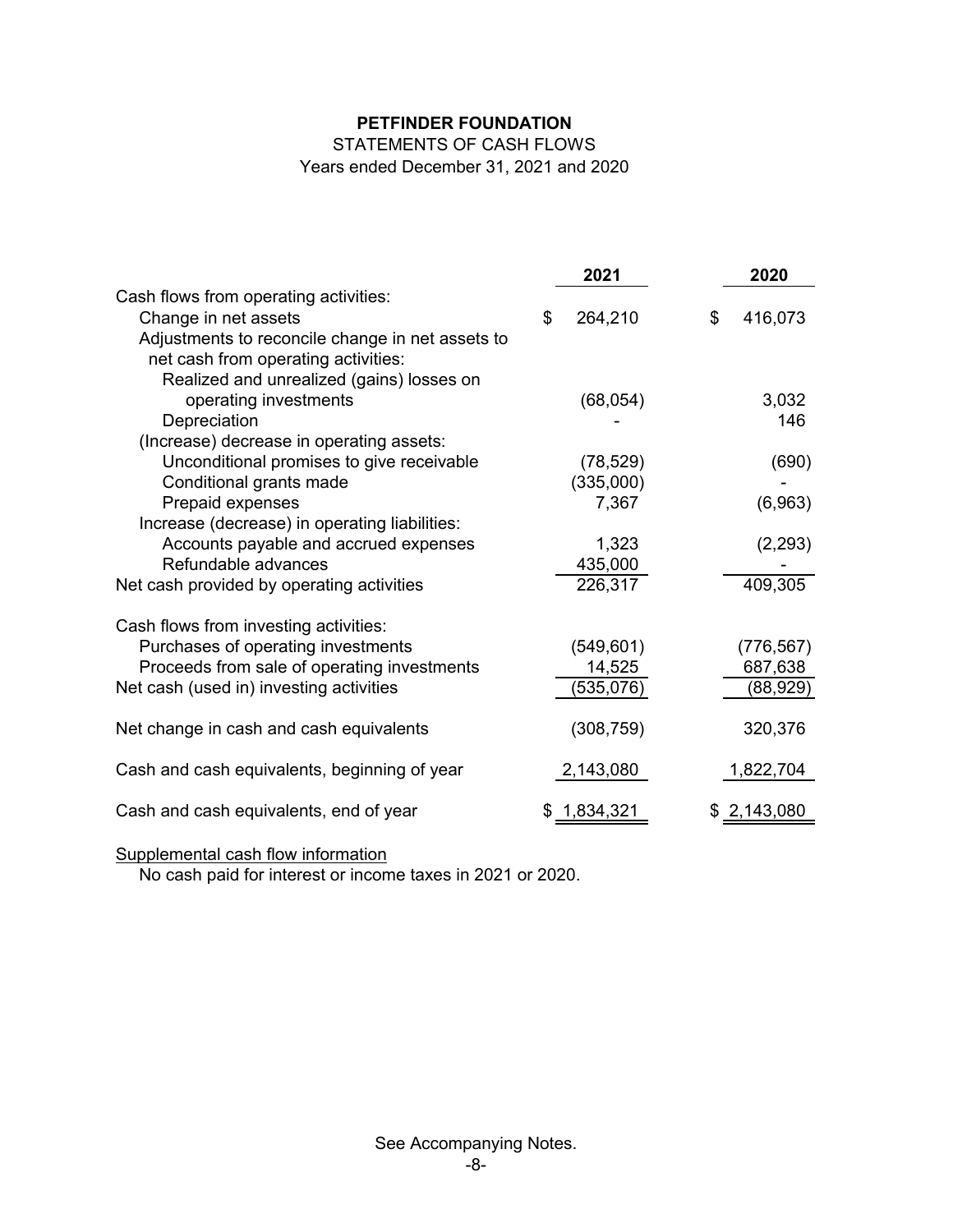**PETFINDER FOUNDATION**

STATEMENTS OF CASH FLOWS

Years ended December 31, 2021 and 2020

| | 2021 | 2020 |
|---|---|---|
| Cash flows from operating activities: | | |
| Change in net assets | $ 264,210 | $ 416,073 |
| Adjustments to reconcile change in net assets to net cash from operating activities: | | |
| Realized and unrealized (gains) losses on operating investments | (68,054) | 3,032 |
| Depreciation | - | 146 |
| (Increase) decrease in operating assets: | | |
| Unconditional promises to give receivable | (78,529) | (690) |
| Conditional grants made | (335,000) | - |
| Prepaid expenses | 7,367 | (6,963) |
| Increase (decrease) in operating liabilities: | | |
| Accounts payable and accrued expenses | 1,323 | (2,293) |
| Refundable advances | 435,000 | - |
| Net cash provided by operating activities | 226,317 | 409,305 |
| Cash flows from investing activities: | | |
| Purchases of operating investments | (549,601) | (776,567) |
| Proceeds from sale of operating investments | 14,525 | 687,638 |
| Net cash (used in) investing activities | (535,076) | (88,929) |
| Net change in cash and cash equivalents | (308,759) | 320,376 |
| Cash and cash equivalents, beginning of year | 2,143,080 | 1,822,704 |
| Cash and cash equivalents, end of year | $ 1,834,321 | $ 2,143,080 |

Supplemental cash flow information

No cash paid for interest or income taxes in 2021 or 2020.

See Accompanying Notes.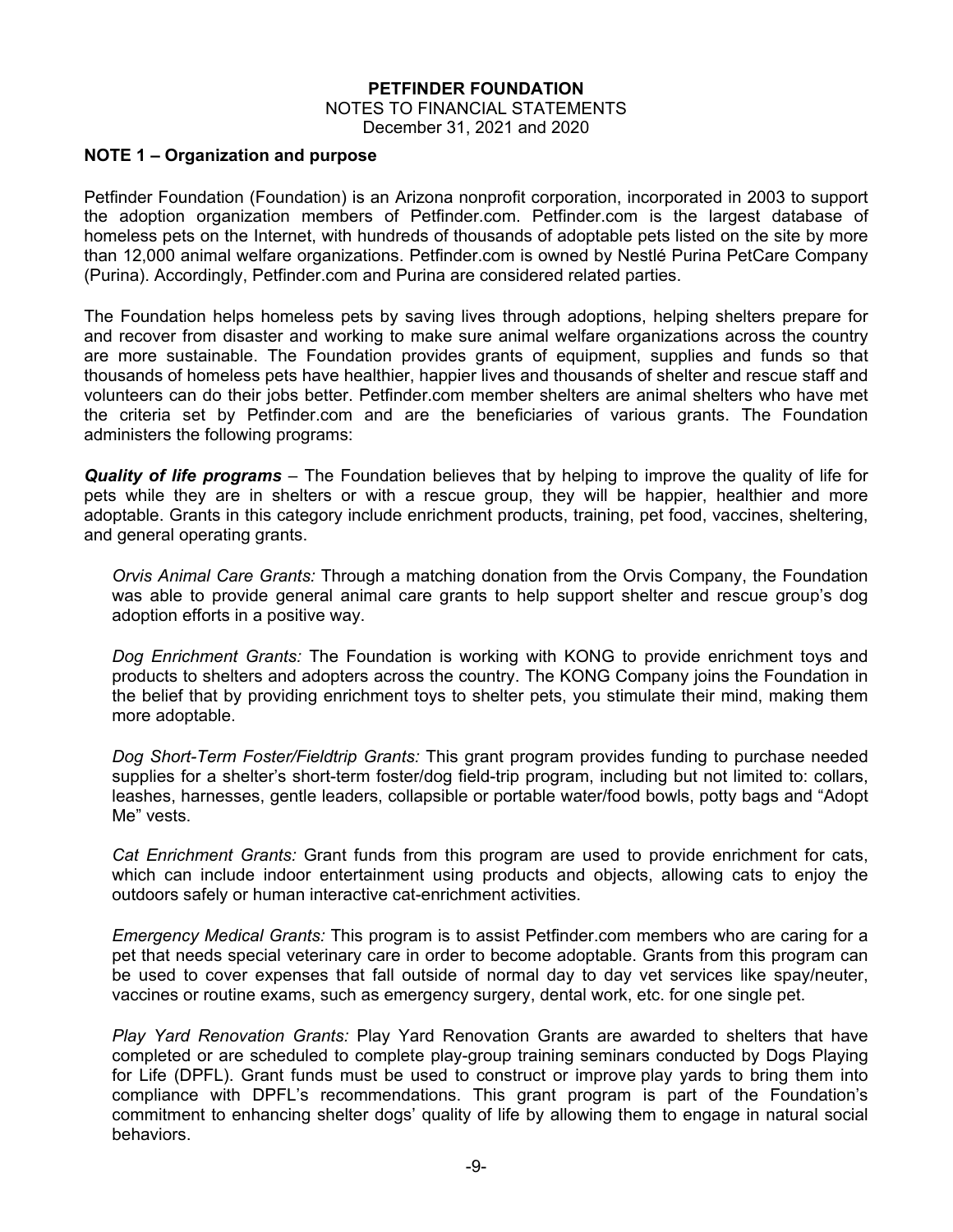**PETFINDER FOUNDATION**
NOTES TO FINANCIAL STATEMENTS
December 31, 2021 and 2020

**NOTE 1 – Organization and purpose**

Petfinder Foundation (Foundation) is an Arizona nonprofit corporation, incorporated in 2003 to support the adoption organization members of Petfinder.com. Petfinder.com is the largest database of homeless pets on the Internet, with hundreds of thousands of adoptable pets listed on the site by more than 12,000 animal welfare organizations. Petfinder.com is owned by Nestlé Purina PetCare Company (Purina). Accordingly, Petfinder.com and Purina are considered related parties.

The Foundation helps homeless pets by saving lives through adoptions, helping shelters prepare for and recover from disaster and working to make sure animal welfare organizations across the country are more sustainable. The Foundation provides grants of equipment, supplies and funds so that thousands of homeless pets have healthier, happier lives and thousands of shelter and rescue staff and volunteers can do their jobs better. Petfinder.com member shelters are animal shelters who have met the criteria set by Petfinder.com and are the beneficiaries of various grants. The Foundation administers the following programs:

***Quality of life programs*** – The Foundation believes that by helping to improve the quality of life for pets while they are in shelters or with a rescue group, they will be happier, healthier and more adoptable. Grants in this category include enrichment products, training, pet food, vaccines, sheltering, and general operating grants.

*Orvis Animal Care Grants:* Through a matching donation from the Orvis Company, the Foundation was able to provide general animal care grants to help support shelter and rescue group's dog adoption efforts in a positive way.

*Dog Enrichment Grants:* The Foundation is working with KONG to provide enrichment toys and products to shelters and adopters across the country. The KONG Company joins the Foundation in the belief that by providing enrichment toys to shelter pets, you stimulate their mind, making them more adoptable.

*Dog Short-Term Foster/Fieldtrip Grants:* This grant program provides funding to purchase needed supplies for a shelter's short-term foster/dog field-trip program, including but not limited to: collars, leashes, harnesses, gentle leaders, collapsible or portable water/food bowls, potty bags and "Adopt Me" vests.

*Cat Enrichment Grants:* Grant funds from this program are used to provide enrichment for cats, which can include indoor entertainment using products and objects, allowing cats to enjoy the outdoors safely or human interactive cat-enrichment activities.

*Emergency Medical Grants:* This program is to assist Petfinder.com members who are caring for a pet that needs special veterinary care in order to become adoptable. Grants from this program can be used to cover expenses that fall outside of normal day to day vet services like spay/neuter, vaccines or routine exams, such as emergency surgery, dental work, etc. for one single pet.

*Play Yard Renovation Grants:* Play Yard Renovation Grants are awarded to shelters that have completed or are scheduled to complete play-group training seminars conducted by Dogs Playing for Life (DPFL). Grant funds must be used to construct or improve play yards to bring them into compliance with DPFL's recommendations. This grant program is part of the Foundation's commitment to enhancing shelter dogs' quality of life by allowing them to engage in natural social behaviors.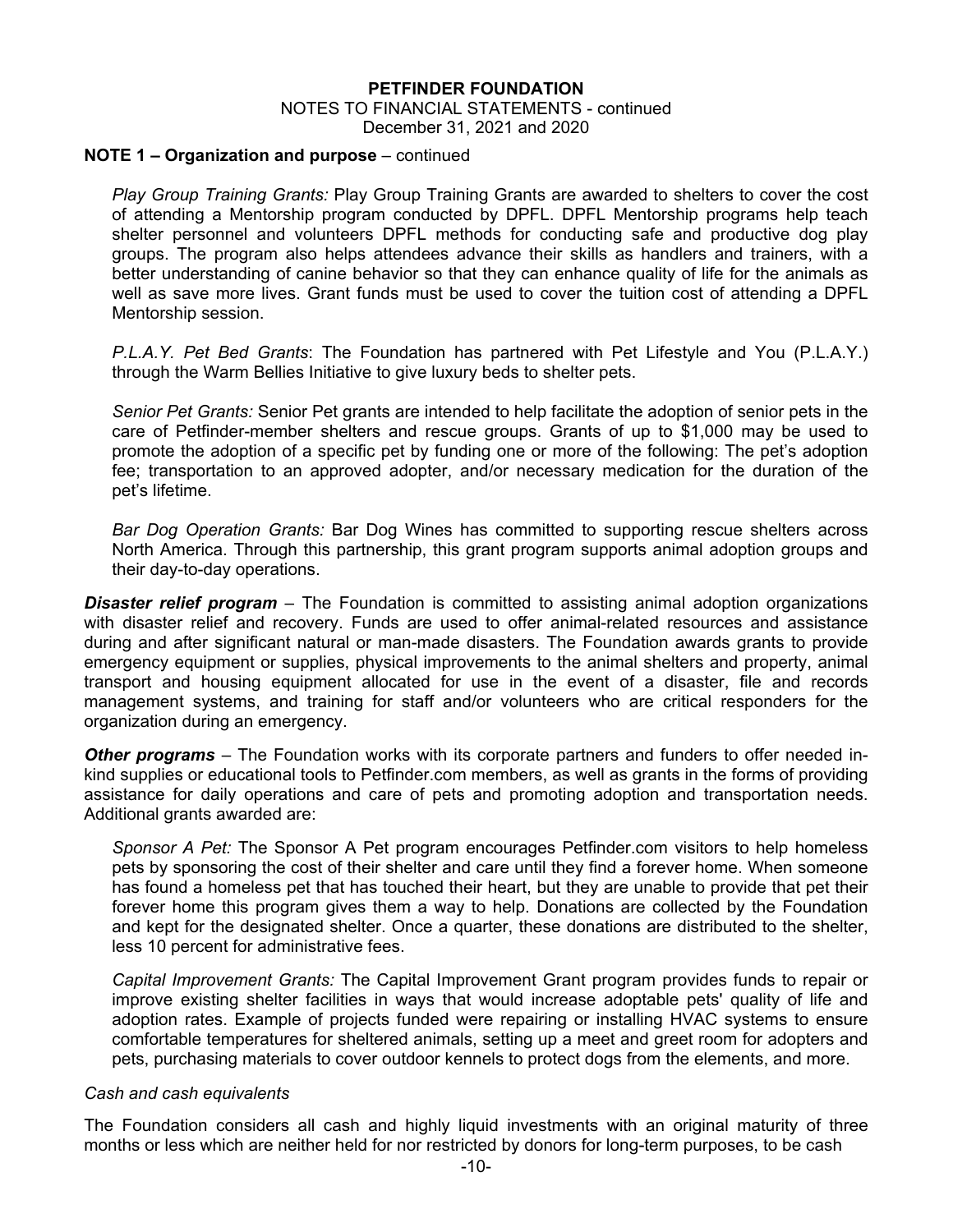**NOTE 1 – Organization and purpose** – continued

*Play Group Training Grants:* Play Group Training Grants are awarded to shelters to cover the cost of attending a Mentorship program conducted by DPFL. DPFL Mentorship programs help teach shelter personnel and volunteers DPFL methods for conducting safe and productive dog play groups. The program also helps attendees advance their skills as handlers and trainers, with a better understanding of canine behavior so that they can enhance quality of life for the animals as well as save more lives. Grant funds must be used to cover the tuition cost of attending a DPFL Mentorship session.

*P.L.A.Y. Pet Bed Grants*: The Foundation has partnered with Pet Lifestyle and You (P.L.A.Y.) through the Warm Bellies Initiative to give luxury beds to shelter pets.

*Senior Pet Grants:* Senior Pet grants are intended to help facilitate the adoption of senior pets in the care of Petfinder-member shelters and rescue groups. Grants of up to $1,000 may be used to promote the adoption of a specific pet by funding one or more of the following: The pet's adoption fee; transportation to an approved adopter, and/or necessary medication for the duration of the pet's lifetime.

*Bar Dog Operation Grants:* Bar Dog Wines has committed to supporting rescue shelters across North America. Through this partnership, this grant program supports animal adoption groups and their day-to-day operations.

***Disaster relief program*** – The Foundation is committed to assisting animal adoption organizations with disaster relief and recovery. Funds are used to offer animal-related resources and assistance during and after significant natural or man-made disasters. The Foundation awards grants to provide emergency equipment or supplies, physical improvements to the animal shelters and property, animal transport and housing equipment allocated for use in the event of a disaster, file and records management systems, and training for staff and/or volunteers who are critical responders for the organization during an emergency.

***Other programs*** – The Foundation works with its corporate partners and funders to offer needed in-kind supplies or educational tools to Petfinder.com members, as well as grants in the forms of providing assistance for daily operations and care of pets and promoting adoption and transportation needs. Additional grants awarded are:

*Sponsor A Pet:* The Sponsor A Pet program encourages Petfinder.com visitors to help homeless pets by sponsoring the cost of their shelter and care until they find a forever home. When someone has found a homeless pet that has touched their heart, but they are unable to provide that pet their forever home this program gives them a way to help. Donations are collected by the Foundation and kept for the designated shelter. Once a quarter, these donations are distributed to the shelter, less 10 percent for administrative fees.

*Capital Improvement Grants:* The Capital Improvement Grant program provides funds to repair or improve existing shelter facilities in ways that would increase adoptable pets' quality of life and adoption rates. Example of projects funded were repairing or installing HVAC systems to ensure comfortable temperatures for sheltered animals, setting up a meet and greet room for adopters and pets, purchasing materials to cover outdoor kennels to protect dogs from the elements, and more.

*Cash and cash equivalents*

The Foundation considers all cash and highly liquid investments with an original maturity of three months or less which are neither held for nor restricted by donors for long-term purposes, to be cash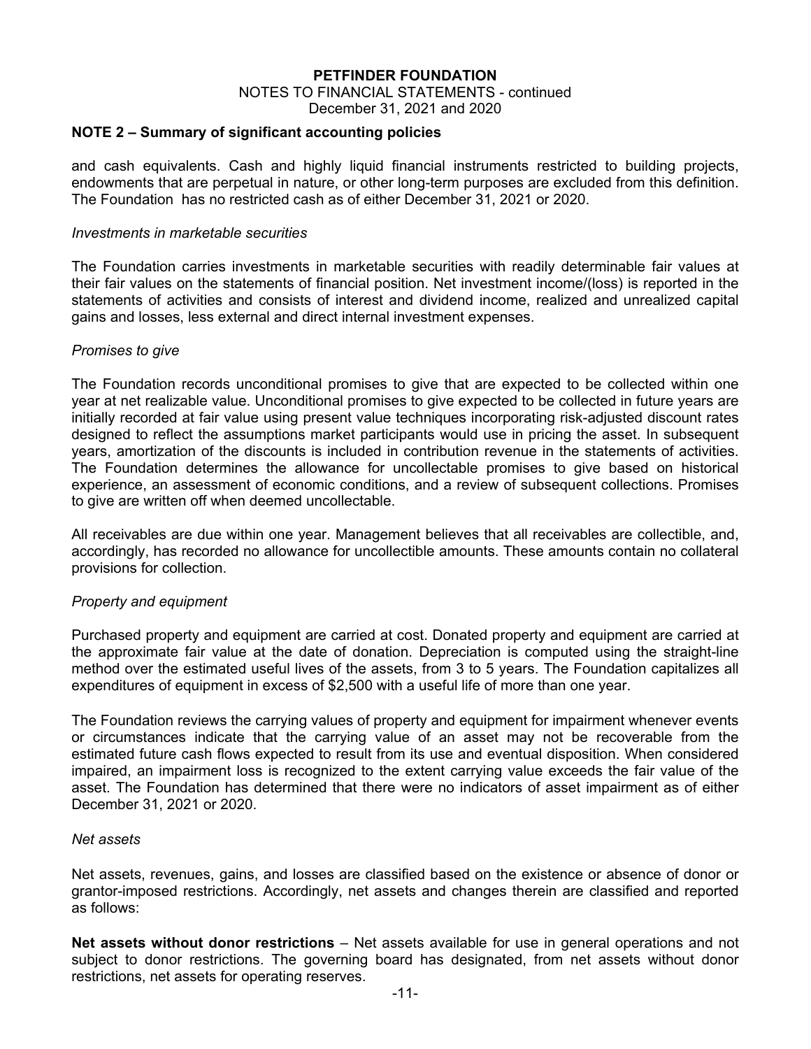## NOTE 2 – Summary of significant accounting policies

and cash equivalents. Cash and highly liquid financial instruments restricted to building projects, endowments that are perpetual in nature, or other long-term purposes are excluded from this definition. The Foundation has no restricted cash as of either December 31, 2021 or 2020.

*Investments in marketable securities*

The Foundation carries investments in marketable securities with readily determinable fair values at their fair values on the statements of financial position. Net investment income/(loss) is reported in the statements of activities and consists of interest and dividend income, realized and unrealized capital gains and losses, less external and direct internal investment expenses.

*Promises to give*

The Foundation records unconditional promises to give that are expected to be collected within one year at net realizable value. Unconditional promises to give expected to be collected in future years are initially recorded at fair value using present value techniques incorporating risk-adjusted discount rates designed to reflect the assumptions market participants would use in pricing the asset. In subsequent years, amortization of the discounts is included in contribution revenue in the statements of activities. The Foundation determines the allowance for uncollectable promises to give based on historical experience, an assessment of economic conditions, and a review of subsequent collections. Promises to give are written off when deemed uncollectable.

All receivables are due within one year. Management believes that all receivables are collectible, and, accordingly, has recorded no allowance for uncollectible amounts. These amounts contain no collateral provisions for collection.

*Property and equipment*

Purchased property and equipment are carried at cost. Donated property and equipment are carried at the approximate fair value at the date of donation. Depreciation is computed using the straight-line method over the estimated useful lives of the assets, from 3 to 5 years. The Foundation capitalizes all expenditures of equipment in excess of $2,500 with a useful life of more than one year.

The Foundation reviews the carrying values of property and equipment for impairment whenever events or circumstances indicate that the carrying value of an asset may not be recoverable from the estimated future cash flows expected to result from its use and eventual disposition. When considered impaired, an impairment loss is recognized to the extent carrying value exceeds the fair value of the asset. The Foundation has determined that there were no indicators of asset impairment as of either December 31, 2021 or 2020.

*Net assets*

Net assets, revenues, gains, and losses are classified based on the existence or absence of donor or grantor-imposed restrictions. Accordingly, net assets and changes therein are classified and reported as follows:

**Net assets without donor restrictions** – Net assets available for use in general operations and not subject to donor restrictions. The governing board has designated, from net assets without donor restrictions, net assets for operating reserves.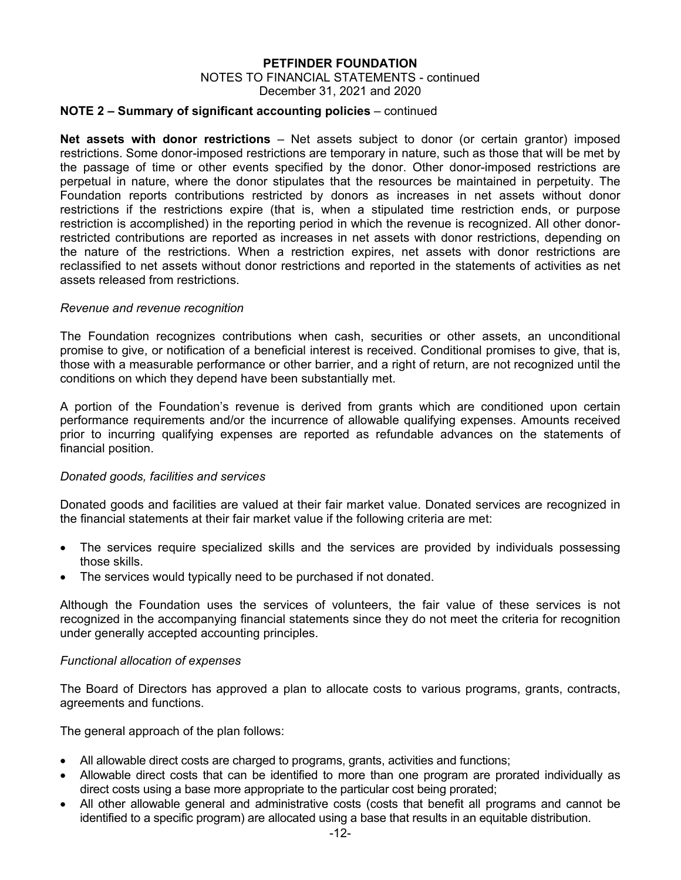**NOTE 2 – Summary of significant accounting policies** – continued

**Net assets with donor restrictions** – Net assets subject to donor (or certain grantor) imposed restrictions. Some donor-imposed restrictions are temporary in nature, such as those that will be met by the passage of time or other events specified by the donor. Other donor-imposed restrictions are perpetual in nature, where the donor stipulates that the resources be maintained in perpetuity. The Foundation reports contributions restricted by donors as increases in net assets without donor restrictions if the restrictions expire (that is, when a stipulated time restriction ends, or purpose restriction is accomplished) in the reporting period in which the revenue is recognized. All other donor-restricted contributions are reported as increases in net assets with donor restrictions, depending on the nature of the restrictions. When a restriction expires, net assets with donor restrictions are reclassified to net assets without donor restrictions and reported in the statements of activities as net assets released from restrictions.

*Revenue and revenue recognition*

The Foundation recognizes contributions when cash, securities or other assets, an unconditional promise to give, or notification of a beneficial interest is received. Conditional promises to give, that is, those with a measurable performance or other barrier, and a right of return, are not recognized until the conditions on which they depend have been substantially met.

A portion of the Foundation's revenue is derived from grants which are conditioned upon certain performance requirements and/or the incurrence of allowable qualifying expenses. Amounts received prior to incurring qualifying expenses are reported as refundable advances on the statements of financial position.

*Donated goods, facilities and services*

Donated goods and facilities are valued at their fair market value. Donated services are recognized in the financial statements at their fair market value if the following criteria are met:

- The services require specialized skills and the services are provided by individuals possessing those skills.
- The services would typically need to be purchased if not donated.

Although the Foundation uses the services of volunteers, the fair value of these services is not recognized in the accompanying financial statements since they do not meet the criteria for recognition under generally accepted accounting principles.

*Functional allocation of expenses*

The Board of Directors has approved a plan to allocate costs to various programs, grants, contracts, agreements and functions.

The general approach of the plan follows:

- All allowable direct costs are charged to programs, grants, activities and functions;
- Allowable direct costs that can be identified to more than one program are prorated individually as direct costs using a base more appropriate to the particular cost being prorated;
- All other allowable general and administrative costs (costs that benefit all programs and cannot be identified to a specific program) are allocated using a base that results in an equitable distribution.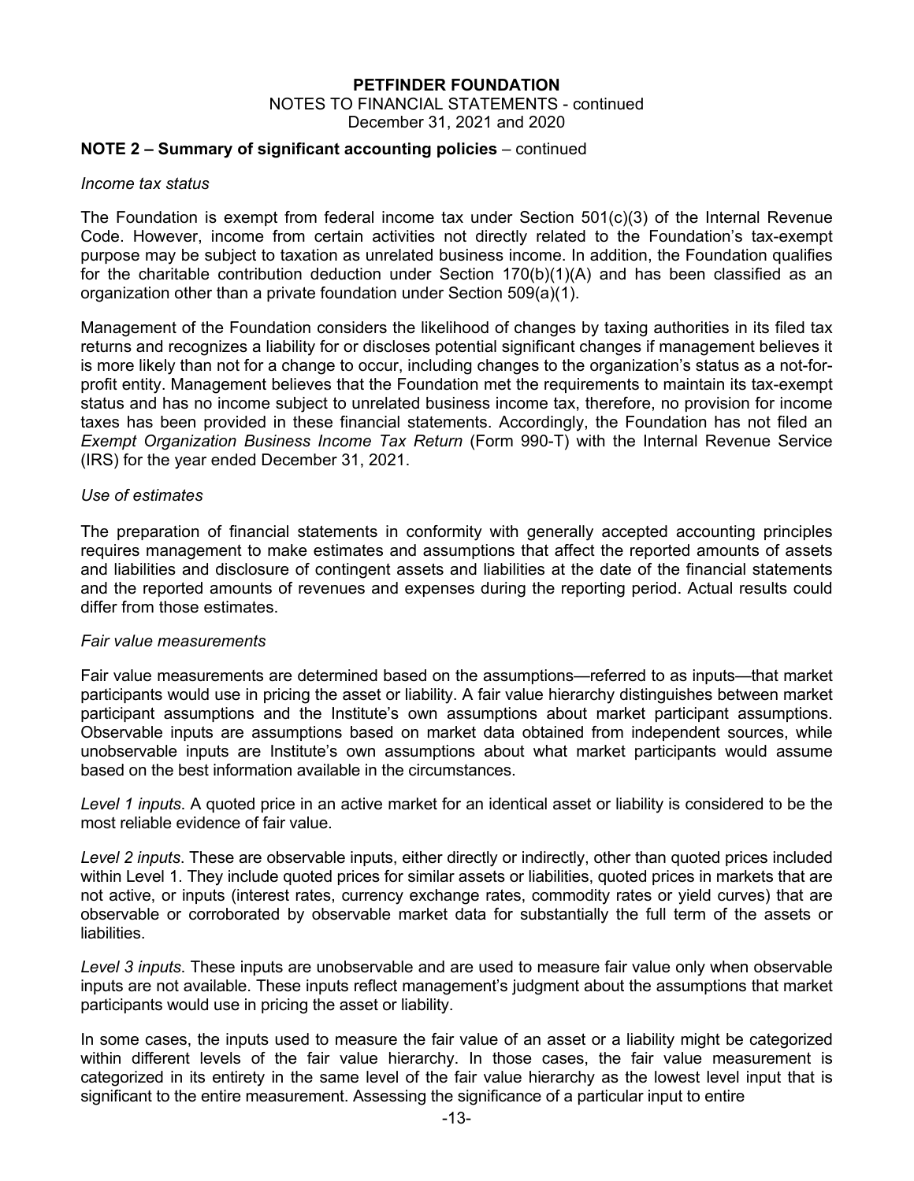**NOTE 2 – Summary of significant accounting policies** – continued

*Income tax status*

The Foundation is exempt from federal income tax under Section 501(c)(3) of the Internal Revenue Code. However, income from certain activities not directly related to the Foundation's tax-exempt purpose may be subject to taxation as unrelated business income. In addition, the Foundation qualifies for the charitable contribution deduction under Section 170(b)(1)(A) and has been classified as an organization other than a private foundation under Section 509(a)(1).

Management of the Foundation considers the likelihood of changes by taxing authorities in its filed tax returns and recognizes a liability for or discloses potential significant changes if management believes it is more likely than not for a change to occur, including changes to the organization's status as a not-for-profit entity. Management believes that the Foundation met the requirements to maintain its tax-exempt status and has no income subject to unrelated business income tax, therefore, no provision for income taxes has been provided in these financial statements. Accordingly, the Foundation has not filed an *Exempt Organization Business Income Tax Return* (Form 990-T) with the Internal Revenue Service (IRS) for the year ended December 31, 2021.

*Use of estimates*

The preparation of financial statements in conformity with generally accepted accounting principles requires management to make estimates and assumptions that affect the reported amounts of assets and liabilities and disclosure of contingent assets and liabilities at the date of the financial statements and the reported amounts of revenues and expenses during the reporting period. Actual results could differ from those estimates.

*Fair value measurements*

Fair value measurements are determined based on the assumptions—referred to as inputs—that market participants would use in pricing the asset or liability. A fair value hierarchy distinguishes between market participant assumptions and the Institute's own assumptions about market participant assumptions. Observable inputs are assumptions based on market data obtained from independent sources, while unobservable inputs are Institute's own assumptions about what market participants would assume based on the best information available in the circumstances.

*Level 1 inputs*. A quoted price in an active market for an identical asset or liability is considered to be the most reliable evidence of fair value.

*Level 2 inputs*. These are observable inputs, either directly or indirectly, other than quoted prices included within Level 1. They include quoted prices for similar assets or liabilities, quoted prices in markets that are not active, or inputs (interest rates, currency exchange rates, commodity rates or yield curves) that are observable or corroborated by observable market data for substantially the full term of the assets or liabilities.

*Level 3 inputs*. These inputs are unobservable and are used to measure fair value only when observable inputs are not available. These inputs reflect management's judgment about the assumptions that market participants would use in pricing the asset or liability.

In some cases, the inputs used to measure the fair value of an asset or a liability might be categorized within different levels of the fair value hierarchy. In those cases, the fair value measurement is categorized in its entirety in the same level of the fair value hierarchy as the lowest level input that is significant to the entire measurement. Assessing the significance of a particular input to entire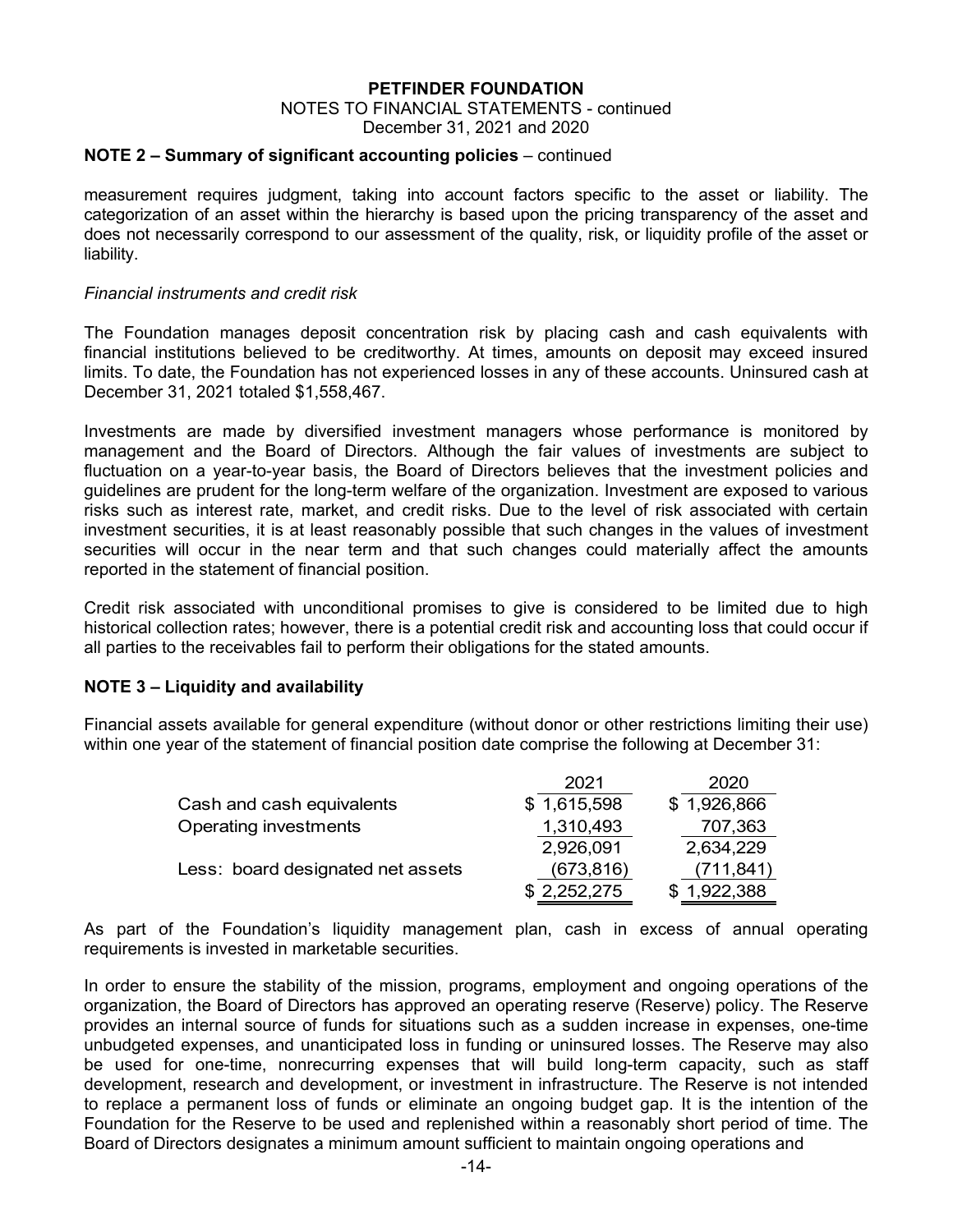NOTE 2 – Summary of significant accounting policies – continued

measurement requires judgment, taking into account factors specific to the asset or liability. The categorization of an asset within the hierarchy is based upon the pricing transparency of the asset and does not necessarily correspond to our assessment of the quality, risk, or liquidity profile of the asset or liability.

*Financial instruments and credit risk*

The Foundation manages deposit concentration risk by placing cash and cash equivalents with financial institutions believed to be creditworthy. At times, amounts on deposit may exceed insured limits. To date, the Foundation has not experienced losses in any of these accounts. Uninsured cash at December 31, 2021 totaled $1,558,467.

Investments are made by diversified investment managers whose performance is monitored by management and the Board of Directors. Although the fair values of investments are subject to fluctuation on a year-to-year basis, the Board of Directors believes that the investment policies and guidelines are prudent for the long-term welfare of the organization. Investment are exposed to various risks such as interest rate, market, and credit risks. Due to the level of risk associated with certain investment securities, it is at least reasonably possible that such changes in the values of investment securities will occur in the near term and that such changes could materially affect the amounts reported in the statement of financial position.

Credit risk associated with unconditional promises to give is considered to be limited due to high historical collection rates; however, there is a potential credit risk and accounting loss that could occur if all parties to the receivables fail to perform their obligations for the stated amounts.

## NOTE 3 – Liquidity and availability

Financial assets available for general expenditure (without donor or other restrictions limiting their use) within one year of the statement of financial position date comprise the following at December 31:

| | 2021 | 2020 |
|---|---|---|
| Cash and cash equivalents | $ 1,615,598 | $ 1,926,866 |
| Operating investments | 1,310,493 | 707,363 |
| | 2,926,091 | 2,634,229 |
| Less: board designated net assets | (673,816) | (711,841) |
| | $ 2,252,275 | $ 1,922,388 |

As part of the Foundation's liquidity management plan, cash in excess of annual operating requirements is invested in marketable securities.

In order to ensure the stability of the mission, programs, employment and ongoing operations of the organization, the Board of Directors has approved an operating reserve (Reserve) policy. The Reserve provides an internal source of funds for situations such as a sudden increase in expenses, one-time unbudgeted expenses, and unanticipated loss in funding or uninsured losses. The Reserve may also be used for one-time, nonrecurring expenses that will build long-term capacity, such as staff development, research and development, or investment in infrastructure. The Reserve is not intended to replace a permanent loss of funds or eliminate an ongoing budget gap. It is the intention of the Foundation for the Reserve to be used and replenished within a reasonably short period of time. The Board of Directors designates a minimum amount sufficient to maintain ongoing operations and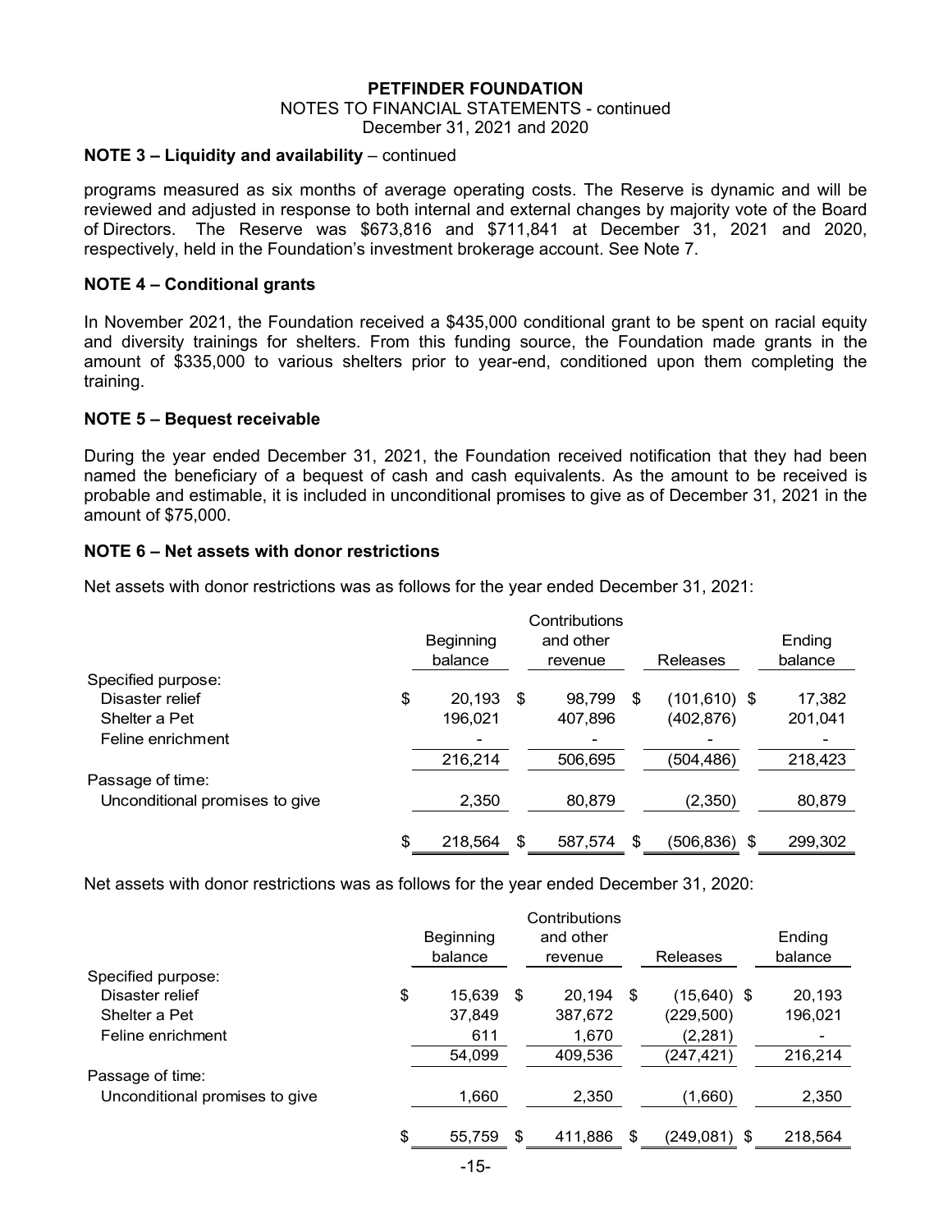PETFINDER FOUNDATION
NOTES TO FINANCIAL STATEMENTS - continued
December 31, 2021 and 2020

**NOTE 3 – Liquidity and availability** – continued

programs measured as six months of average operating costs. The Reserve is dynamic and will be reviewed and adjusted in response to both internal and external changes by majority vote of the Board of Directors. The Reserve was $673,816 and $711,841 at December 31, 2021 and 2020, respectively, held in the Foundation's investment brokerage account. See Note 7.

**NOTE 4 – Conditional grants**

In November 2021, the Foundation received a $435,000 conditional grant to be spent on racial equity and diversity trainings for shelters. From this funding source, the Foundation made grants in the amount of $335,000 to various shelters prior to year-end, conditioned upon them completing the training.

**NOTE 5 – Bequest receivable**

During the year ended December 31, 2021, the Foundation received notification that they had been named the beneficiary of a bequest of cash and cash equivalents. As the amount to be received is probable and estimable, it is included in unconditional promises to give as of December 31, 2021 in the amount of $75,000.

**NOTE 6 – Net assets with donor restrictions**

Net assets with donor restrictions was as follows for the year ended December 31, 2021:

| | Beginning balance | Contributions and other revenue | Releases | Ending balance |
|---|---|---|---|---|
| Specified purpose: | | | | |
| Disaster relief | $ 20,193 | $ 98,799 | $ (101,610) | $ 17,382 |
| Shelter a Pet | 196,021 | 407,896 | (402,876) | 201,041 |
| Feline enrichment | - | - | - | - |
| | 216,214 | 506,695 | (504,486) | 218,423 |
| Passage of time: | | | | |
| Unconditional promises to give | 2,350 | 80,879 | (2,350) | 80,879 |
| | $ 218,564 | $ 587,574 | $ (506,836) | $ 299,302 |

Net assets with donor restrictions was as follows for the year ended December 31, 2020:

| | Beginning balance | Contributions and other revenue | Releases | Ending balance |
|---|---|---|---|---|
| Specified purpose: | | | | |
| Disaster relief | $ 15,639 | $ 20,194 | $ (15,640) | $ 20,193 |
| Shelter a Pet | 37,849 | 387,672 | (229,500) | 196,021 |
| Feline enrichment | 611 | 1,670 | (2,281) | - |
| | 54,099 | 409,536 | (247,421) | 216,214 |
| Passage of time: | | | | |
| Unconditional promises to give | 1,660 | 2,350 | (1,660) | 2,350 |
| | $ 55,759 | $ 411,886 | $ (249,081) | $ 218,564 |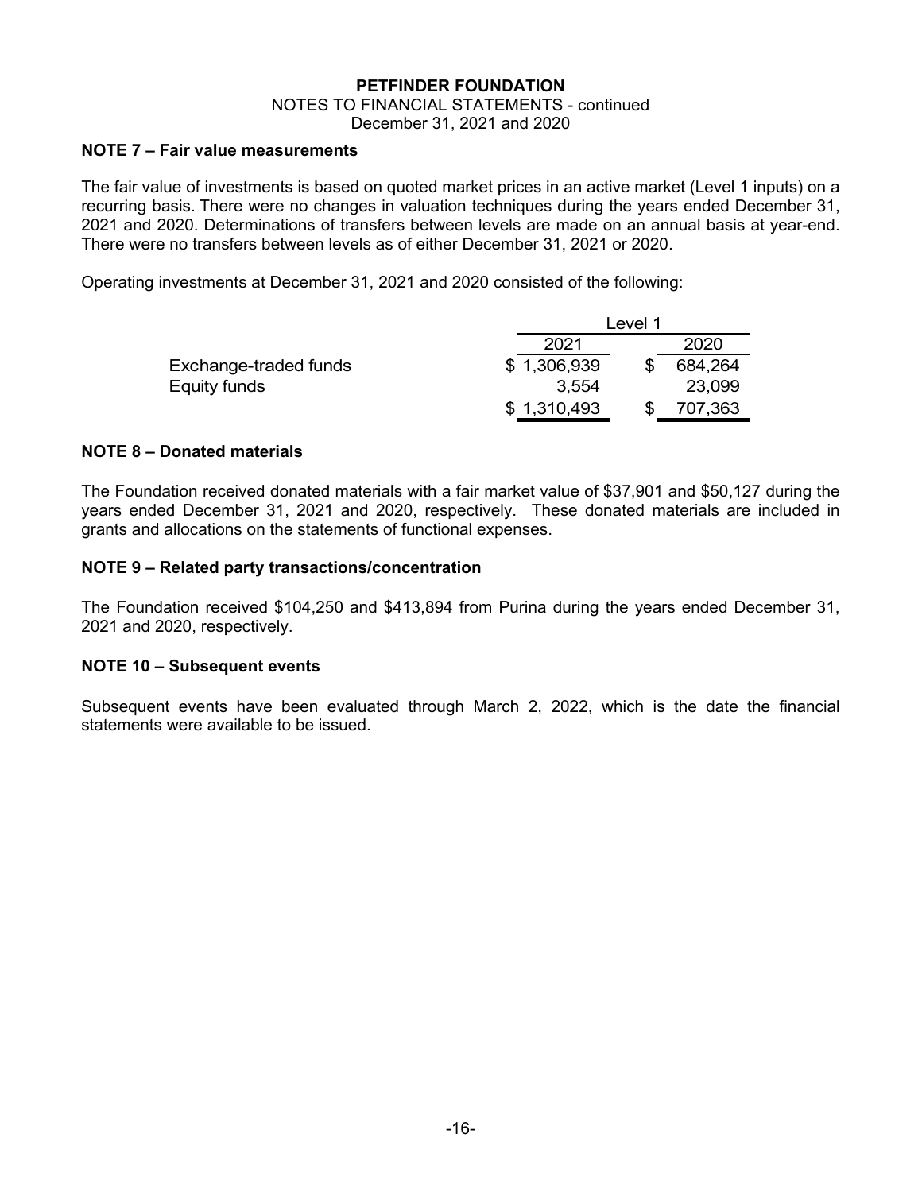**PETFINDER FOUNDATION**
NOTES TO FINANCIAL STATEMENTS - continued
December 31, 2021 and 2020

**NOTE 7 – Fair value measurements**

The fair value of investments is based on quoted market prices in an active market (Level 1 inputs) on a recurring basis. There were no changes in valuation techniques during the years ended December 31, 2021 and 2020. Determinations of transfers between levels are made on an annual basis at year-end. There were no transfers between levels as of either December 31, 2021 or 2020.

Operating investments at December 31, 2021 and 2020 consisted of the following:

| | Level 1 | |
|---|---|---|
| | 2021 | 2020 |
| Exchange-traded funds | $ 1,306,939 | $ 684,264 |
| Equity funds | 3,554 | 23,099 |
| | $ 1,310,493 | $ 707,363 |

**NOTE 8 – Donated materials**

The Foundation received donated materials with a fair market value of $37,901 and $50,127 during the years ended December 31, 2021 and 2020, respectively. These donated materials are included in grants and allocations on the statements of functional expenses.

**NOTE 9 – Related party transactions/concentration**

The Foundation received $104,250 and $413,894 from Purina during the years ended December 31, 2021 and 2020, respectively.

**NOTE 10 – Subsequent events**

Subsequent events have been evaluated through March 2, 2022, which is the date the financial statements were available to be issued.